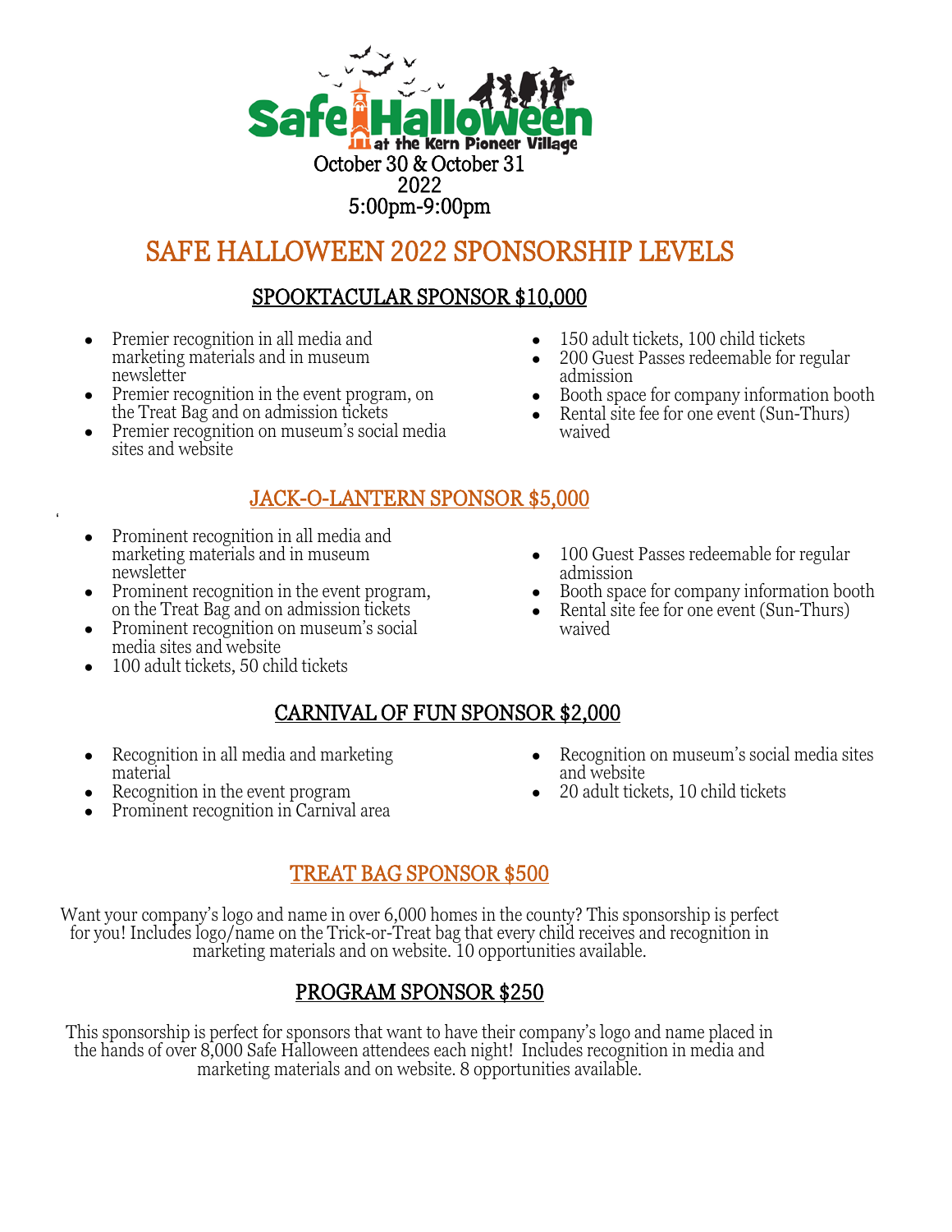Safe Halloween at the Kern Pioneer Village

October 30 & October 31
2022
5:00pm-9:00pm

# SAFE HALLOWEEN 2022 SPONSORSHIP LEVELS

## SPOOKTACULAR SPONSOR $10,000

- Premier recognition in all media and marketing materials and in museum newsletter
- Premier recognition in the event program, on the Treat Bag and on admission tickets
- Premier recognition on museum's social media sites and website
- 150 adult tickets, 100 child tickets
- 200 Guest Passes redeemable for regular admission
- Booth space for company information booth
- Rental site fee for one event (Sun-Thurs) waived

## JACK-O-LANTERN SPONSOR $5,000

- Prominent recognition in all media and marketing materials and in museum newsletter
- Prominent recognition in the event program, on the Treat Bag and on admission tickets
- Prominent recognition on museum's social media sites and website
- 100 adult tickets, 50 child tickets
- 100 Guest Passes redeemable for regular admission
- Booth space for company information booth
- Rental site fee for one event (Sun-Thurs) waived

## CARNIVAL OF FUN SPONSOR $2,000

- Recognition in all media and marketing material
- Recognition in the event program
- Prominent recognition in Carnival area
- Recognition on museum's social media sites and website
- 20 adult tickets, 10 child tickets

## TREAT BAG SPONSOR $500

Want your company's logo and name in over 6,000 homes in the county? This sponsorship is perfect for you! Includes logo/name on the Trick-or-Treat bag that every child receives and recognition in marketing materials and on website. 10 opportunities available.

## PROGRAM SPONSOR $250

This sponsorship is perfect for sponsors that want to have their company's logo and name placed in the hands of over 8,000 Safe Halloween attendees each night! Includes recognition in media and marketing materials and on website. 8 opportunities available.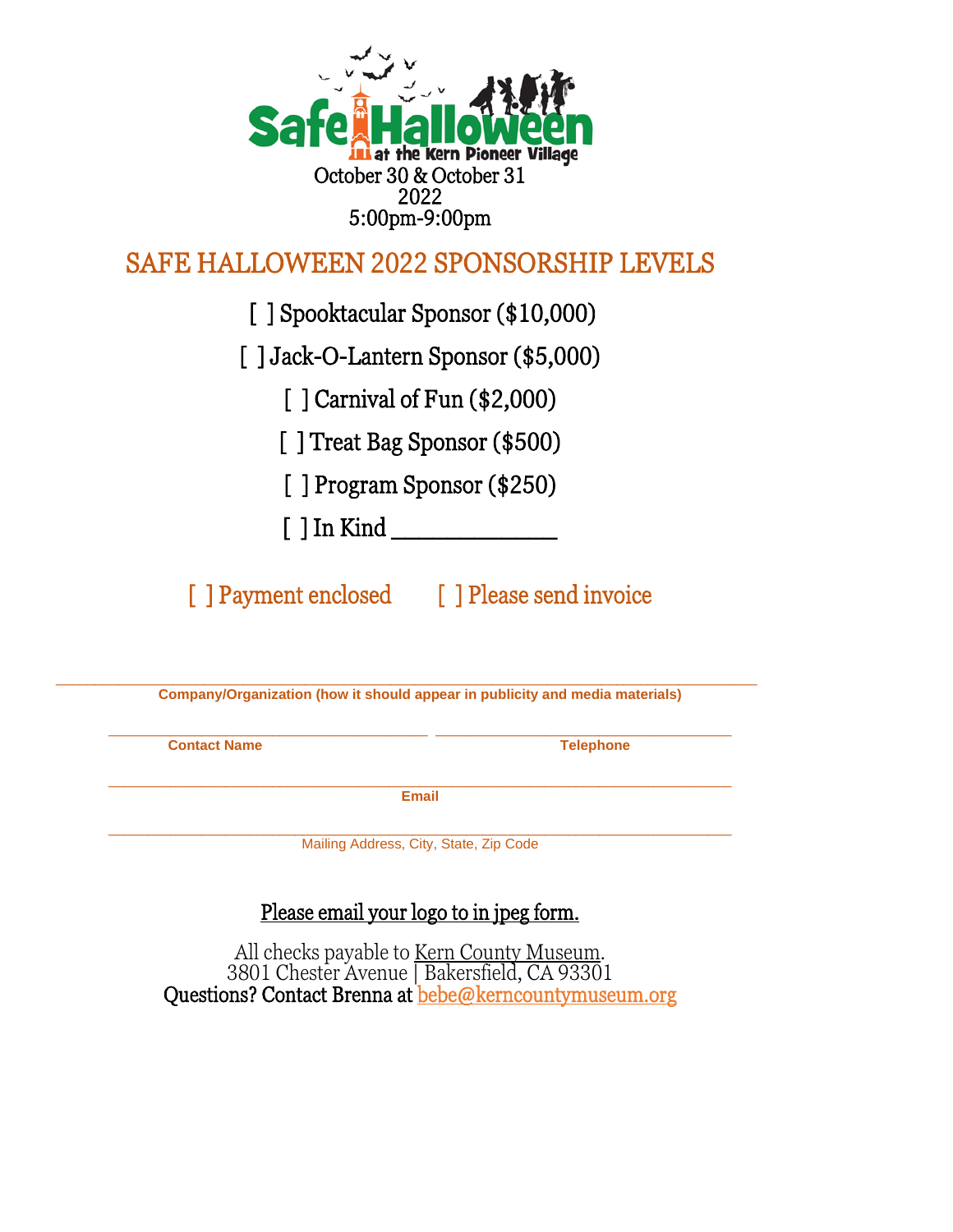Safe Halloween at the Kern Pioneer Village

October 30 & October 31
2022
5:00pm-9:00pm

## SAFE HALLOWEEN 2022 SPONSORSHIP LEVELS

[ ] Spooktacular Sponsor ($10,000)

[ ] Jack-O-Lantern Sponsor ($5,000)

[ ] Carnival of Fun ($2,000)

[ ] Treat Bag Sponsor ($500)

[ ] Program Sponsor ($250)

[ ] In Kind ______________

[ ] Payment enclosed [ ] Please send invoice

______________________________________________________________________

**Company/Organization (how it should appear in publicity and media materials)**

________________________________ ________________________________

**Contact Name** **Telephone**

______________________________________________________________________

**Email**

______________________________________________________________________

Mailing Address, City, State, Zip Code

Please email your logo to in jpeg form.

All checks payable to Kern County Museum.
3801 Chester Avenue | Bakersfield, CA 93301
Questions? Contact Brenna at bebe@kerncountymuseum.org